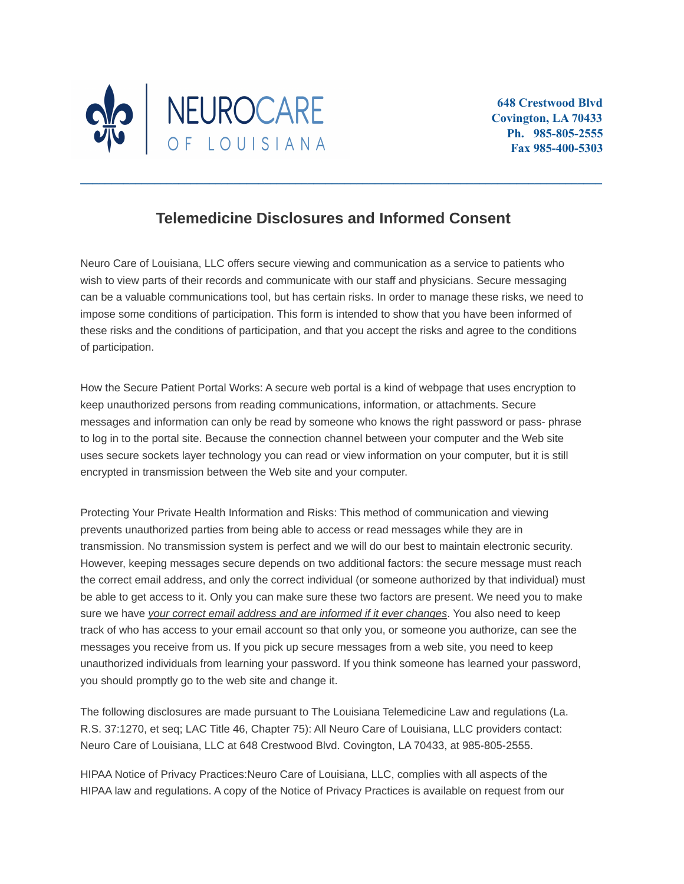NEUROCARE OF LOUISIANA

**648 Crestwood Blvd**
**Covington, LA 70433**
**Ph. 985-805-2555**
**Fax 985-400-5303**

---

## Telemedicine Disclosures and Informed Consent

Neuro Care of Louisiana, LLC offers secure viewing and communication as a service to patients who wish to view parts of their records and communicate with our staff and physicians. Secure messaging can be a valuable communications tool, but has certain risks. In order to manage these risks, we need to impose some conditions of participation. This form is intended to show that you have been informed of these risks and the conditions of participation, and that you accept the risks and agree to the conditions of participation.

How the Secure Patient Portal Works: A secure web portal is a kind of webpage that uses encryption to keep unauthorized persons from reading communications, information, or attachments. Secure messages and information can only be read by someone who knows the right password or pass- phrase to log in to the portal site. Because the connection channel between your computer and the Web site uses secure sockets layer technology you can read or view information on your computer, but it is still encrypted in transmission between the Web site and your computer.

Protecting Your Private Health Information and Risks: This method of communication and viewing prevents unauthorized parties from being able to access or read messages while they are in transmission. No transmission system is perfect and we will do our best to maintain electronic security. However, keeping messages secure depends on two additional factors: the secure message must reach the correct email address, and only the correct individual (or someone authorized by that individual) must be able to get access to it. Only you can make sure these two factors are present. We need you to make sure we have *your correct email address and are informed if it ever changes*. You also need to keep track of who has access to your email account so that only you, or someone you authorize, can see the messages you receive from us. If you pick up secure messages from a web site, you need to keep unauthorized individuals from learning your password. If you think someone has learned your password, you should promptly go to the web site and change it.

The following disclosures are made pursuant to The Louisiana Telemedicine Law and regulations (La. R.S. 37:1270, et seq; LAC Title 46, Chapter 75): All Neuro Care of Louisiana, LLC providers contact: Neuro Care of Louisiana, LLC at 648 Crestwood Blvd. Covington, LA 70433, at 985-805-2555.

HIPAA Notice of Privacy Practices:Neuro Care of Louisiana, LLC, complies with all aspects of the HIPAA law and regulations. A copy of the Notice of Privacy Practices is available on request from our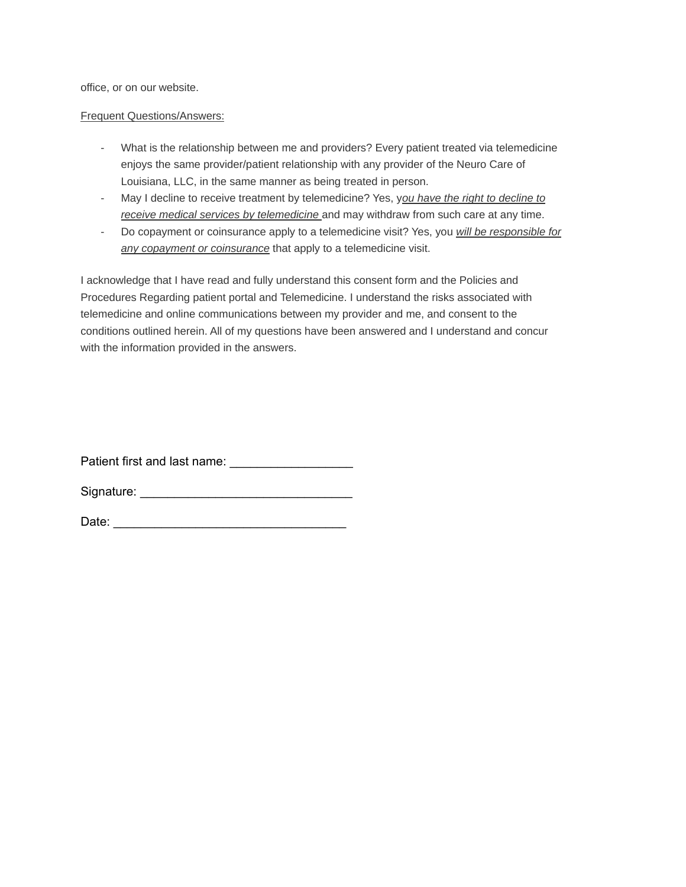office, or on our website.

Frequent Questions/Answers:

- What is the relationship between me and providers? Every patient treated via telemedicine enjoys the same provider/patient relationship with any provider of the Neuro Care of Louisiana, LLC, in the same manner as being treated in person.
- May I decline to receive treatment by telemedicine? Yes, y*you have the right to decline to receive medical services by telemedicine* and may withdraw from such care at any time.
- Do copayment or coinsurance apply to a telemedicine visit? Yes, you *will be responsible for any copayment or coinsurance* that apply to a telemedicine visit.

I acknowledge that I have read and fully understand this consent form and the Policies and Procedures Regarding patient portal and Telemedicine. I understand the risks associated with telemedicine and online communications between my provider and me, and consent to the conditions outlined herein. All of my questions have been answered and I understand and concur with the information provided in the answers.

Patient first and last name: __________________

Signature: _______________________________

Date: __________________________________